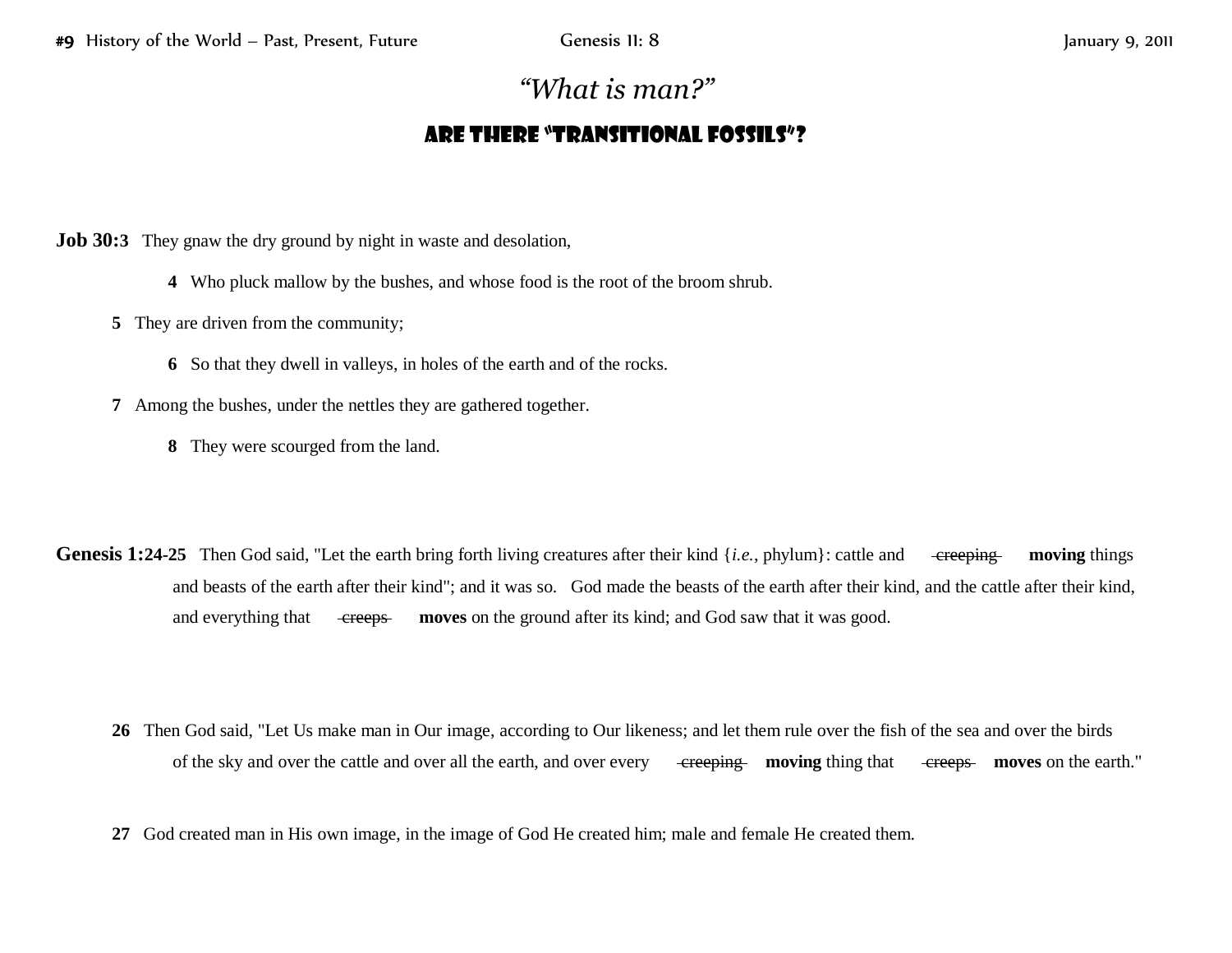# *"What is man?"*

## Are there "Transitional Fossils"?

**Job 30:3** They gnaw the dry ground by night in waste and desolation,

**4** Who pluck mallow by the bushes, and whose food is the root of the broom shrub.

**5** They are driven from the community;

**6** So that they dwell in valleys, in holes of the earth and of the rocks.

**7** Among the bushes, under the nettles they are gathered together.

**8** They were scourged from the land.

**Genesis 1:24-25** Then God said, "Let the earth bring forth living creatures after their kind {*i.e.*, phylum}: cattle and ~~creeping~~ **moving** things and beasts of the earth after their kind"; and it was so. God made the beasts of the earth after their kind, and the cattle after their kind, and everything that ~~creeps~~ **moves** on the ground after its kind; and God saw that it was good.

**26** Then God said, "Let Us make man in Our image, according to Our likeness; and let them rule over the fish of the sea and over the birds of the sky and over the cattle and over all the earth, and over every ~~creeping~~ **moving** thing that ~~creeps~~ **moves** on the earth."

**27** God created man in His own image, in the image of God He created him; male and female He created them.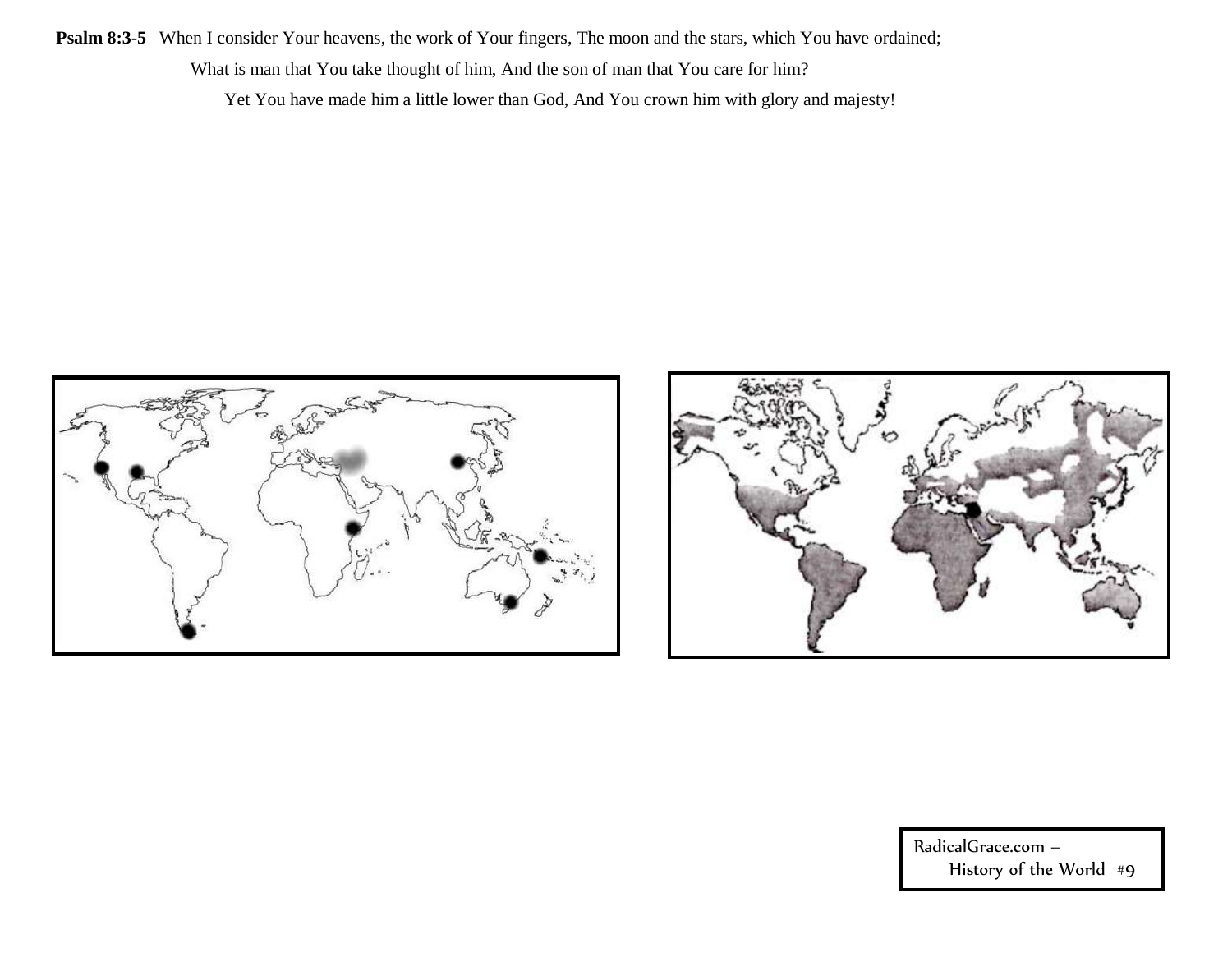**Psalm 8:3-5** When I consider Your heavens, the work of Your fingers, The moon and the stars, which You have ordained;

What is man that You take thought of him, And the son of man that You care for him?

Yet You have made him a little lower than God, And You crown him with glory and majesty!

RadicalGrace.com – History of the World #9